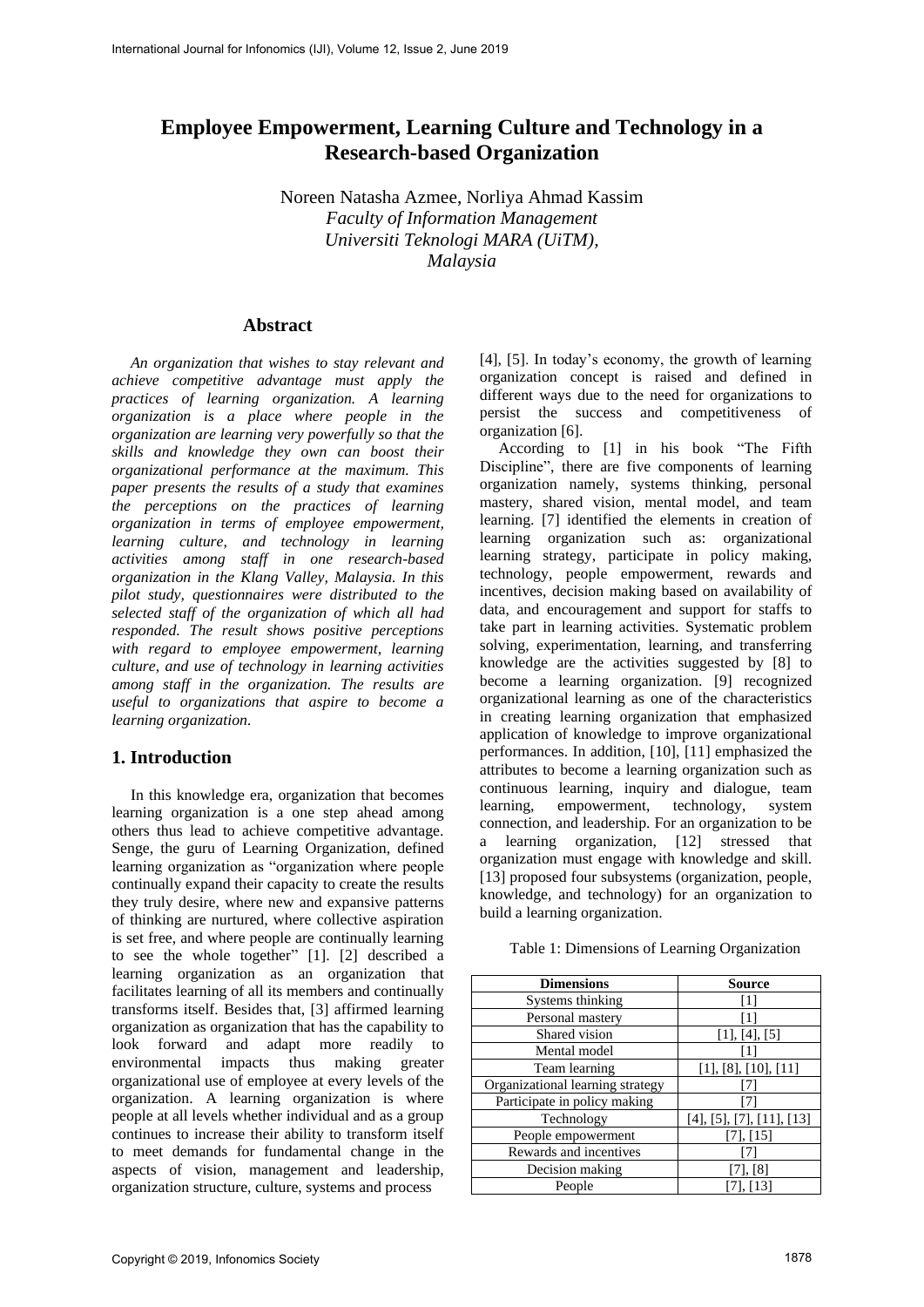# Employee Empowerment, Learning Culture and Technology in a Research-based Organization

Noreen Natasha Azmee, Norliya Ahmad Kassim
*Faculty of Information Management*
*Universiti Teknologi MARA (UiTM),*
*Malaysia*

## Abstract

*An organization that wishes to stay relevant and achieve competitive advantage must apply the practices of learning organization. A learning organization is a place where people in the organization are learning very powerfully so that the skills and knowledge they own can boost their organizational performance at the maximum. This paper presents the results of a study that examines the perceptions on the practices of learning organization in terms of employee empowerment, learning culture, and technology in learning activities among staff in one research-based organization in the Klang Valley, Malaysia. In this pilot study, questionnaires were distributed to the selected staff of the organization of which all had responded. The result shows positive perceptions with regard to employee empowerment, learning culture, and use of technology in learning activities among staff in the organization. The results are useful to organizations that aspire to become a learning organization.*

## 1. Introduction

In this knowledge era, organization that becomes learning organization is a one step ahead among others thus lead to achieve competitive advantage. Senge, the guru of Learning Organization, defined learning organization as "organization where people continually expand their capacity to create the results they truly desire, where new and expansive patterns of thinking are nurtured, where collective aspiration is set free, and where people are continually learning to see the whole together" [1]. [2] described a learning organization as an organization that facilitates learning of all its members and continually transforms itself. Besides that, [3] affirmed learning organization as organization that has the capability to look forward and adapt more readily to environmental impacts thus making greater organizational use of employee at every levels of the organization. A learning organization is where people at all levels whether individual and as a group continues to increase their ability to transform itself to meet demands for fundamental change in the aspects of vision, management and leadership, organization structure, culture, systems and process [4], [5]. In today's economy, the growth of learning organization concept is raised and defined in different ways due to the need for organizations to persist the success and competitiveness of organization [6].

According to [1] in his book "The Fifth Discipline", there are five components of learning organization namely, systems thinking, personal mastery, shared vision, mental model, and team learning. [7] identified the elements in creation of learning organization such as: organizational learning strategy, participate in policy making, technology, people empowerment, rewards and incentives, decision making based on availability of data, and encouragement and support for staffs to take part in learning activities. Systematic problem solving, experimentation, learning, and transferring knowledge are the activities suggested by [8] to become a learning organization. [9] recognized organizational learning as one of the characteristics in creating learning organization that emphasized application of knowledge to improve organizational performances. In addition, [10], [11] emphasized the attributes to become a learning organization such as continuous learning, inquiry and dialogue, team learning, empowerment, technology, system connection, and leadership. For an organization to be a learning organization, [12] stressed that organization must engage with knowledge and skill. [13] proposed four subsystems (organization, people, knowledge, and technology) for an organization to build a learning organization.

Table 1: Dimensions of Learning Organization

| Dimensions | Source |
|---|---|
| Systems thinking | [1] |
| Personal mastery | [1] |
| Shared vision | [1], [4], [5] |
| Mental model | [1] |
| Team learning | [1], [8], [10], [11] |
| Organizational learning strategy | [7] |
| Participate in policy making | [7] |
| Technology | [4], [5], [7], [11], [13] |
| People empowerment | [7], [15] |
| Rewards and incentives | [7] |
| Decision making | [7], [8] |
| People | [7], [13] |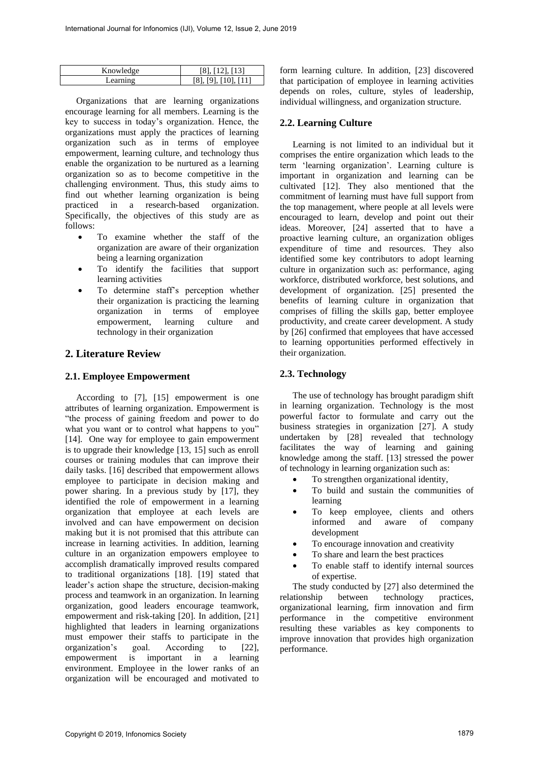| Knowledge | [8], [12], [13] |
| --- | --- |
| Learning | [8], [9], [10], [11] |

Organizations that are learning organizations encourage learning for all members. Learning is the key to success in today's organization. Hence, the organizations must apply the practices of learning organization such as in terms of employee empowerment, learning culture, and technology thus enable the organization to be nurtured as a learning organization so as to become competitive in the challenging environment. Thus, this study aims to find out whether learning organization is being practiced in a research-based organization. Specifically, the objectives of this study are as follows:

- To examine whether the staff of the organization are aware of their organization being a learning organization
- To identify the facilities that support learning activities
- To determine staff's perception whether their organization is practicing the learning organization in terms of employee empowerment, learning culture and technology in their organization

## 2. Literature Review

### 2.1. Employee Empowerment

According to [7], [15] empowerment is one attributes of learning organization. Empowerment is "the process of gaining freedom and power to do what you want or to control what happens to you" [14]. One way for employee to gain empowerment is to upgrade their knowledge [13, 15] such as enroll courses or training modules that can improve their daily tasks. [16] described that empowerment allows employee to participate in decision making and power sharing. In a previous study by [17], they identified the role of empowerment in a learning organization that employee at each levels are involved and can have empowerment on decision making but it is not promised that this attribute can increase in learning activities. In addition, learning culture in an organization empowers employee to accomplish dramatically improved results compared to traditional organizations [18]. [19] stated that leader's action shape the structure, decision-making process and teamwork in an organization. In learning organization, good leaders encourage teamwork, empowerment and risk-taking [20]. In addition, [21] highlighted that leaders in learning organizations must empower their staffs to participate in the organization's goal. According to [22], empowerment is important in a learning environment. Employee in the lower ranks of an organization will be encouraged and motivated to form learning culture. In addition, [23] discovered that participation of employee in learning activities depends on roles, culture, styles of leadership, individual willingness, and organization structure.

### 2.2. Learning Culture

Learning is not limited to an individual but it comprises the entire organization which leads to the term 'learning organization'. Learning culture is important in organization and learning can be cultivated [12]. They also mentioned that the commitment of learning must have full support from the top management, where people at all levels were encouraged to learn, develop and point out their ideas. Moreover, [24] asserted that to have a proactive learning culture, an organization obliges expenditure of time and resources. They also identified some key contributors to adopt learning culture in organization such as: performance, aging workforce, distributed workforce, best solutions, and development of organization. [25] presented the benefits of learning culture in organization that comprises of filling the skills gap, better employee productivity, and create career development. A study by [26] confirmed that employees that have accessed to learning opportunities performed effectively in their organization.

### 2.3. Technology

The use of technology has brought paradigm shift in learning organization. Technology is the most powerful factor to formulate and carry out the business strategies in organization [27]. A study undertaken by [28] revealed that technology facilitates the way of learning and gaining knowledge among the staff. [13] stressed the power of technology in learning organization such as:

- To strengthen organizational identity,
- To build and sustain the communities of learning
- To keep employee, clients and others informed and aware of company development
- To encourage innovation and creativity
- To share and learn the best practices
- To enable staff to identify internal sources of expertise.

The study conducted by [27] also determined the relationship between technology practices, organizational learning, firm innovation and firm performance in the competitive environment resulting these variables as key components to improve innovation that provides high organization performance.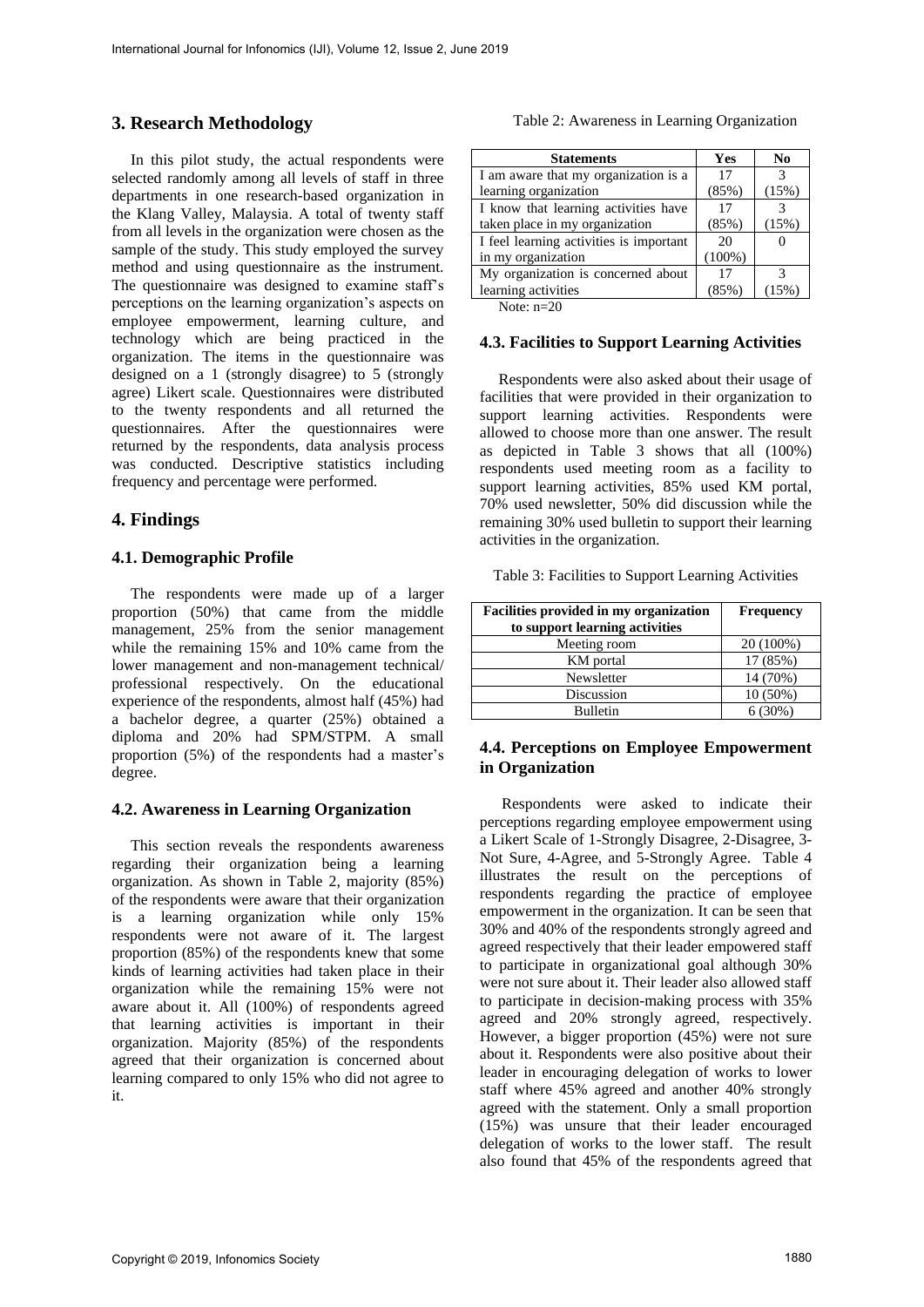## 3. Research Methodology

In this pilot study, the actual respondents were selected randomly among all levels of staff in three departments in one research-based organization in the Klang Valley, Malaysia. A total of twenty staff from all levels in the organization were chosen as the sample of the study. This study employed the survey method and using questionnaire as the instrument. The questionnaire was designed to examine staff's perceptions on the learning organization's aspects on employee empowerment, learning culture, and technology which are being practiced in the organization. The items in the questionnaire was designed on a 1 (strongly disagree) to 5 (strongly agree) Likert scale. Questionnaires were distributed to the twenty respondents and all returned the questionnaires. After the questionnaires were returned by the respondents, data analysis process was conducted. Descriptive statistics including frequency and percentage were performed.

## 4. Findings

### 4.1. Demographic Profile

The respondents were made up of a larger proportion (50%) that came from the middle management, 25% from the senior management while the remaining 15% and 10% came from the lower management and non-management technical/ professional respectively. On the educational experience of the respondents, almost half (45%) had a bachelor degree, a quarter (25%) obtained a diploma and 20% had SPM/STPM. A small proportion (5%) of the respondents had a master's degree.

### 4.2. Awareness in Learning Organization

This section reveals the respondents awareness regarding their organization being a learning organization. As shown in Table 2, majority (85%) of the respondents were aware that their organization is a learning organization while only 15% respondents were not aware of it. The largest proportion (85%) of the respondents knew that some kinds of learning activities had taken place in their organization while the remaining 15% were not aware about it. All (100%) of respondents agreed that learning activities is important in their organization. Majority (85%) of the respondents agreed that their organization is concerned about learning compared to only 15% who did not agree to it.

Table 2: Awareness in Learning Organization

| Statements | Yes | No |
|---|---|---|
| I am aware that my organization is a learning organization | 17 (85%) | 3 (15%) |
| I know that learning activities have taken place in my organization | 17 (85%) | 3 (15%) |
| I feel learning activities is important in my organization | 20 (100%) | 0 |
| My organization is concerned about learning activities | 17 (85%) | 3 (15%) |

Note: n=20

### 4.3. Facilities to Support Learning Activities

Respondents were also asked about their usage of facilities that were provided in their organization to support learning activities. Respondents were allowed to choose more than one answer. The result as depicted in Table 3 shows that all (100%) respondents used meeting room as a facility to support learning activities, 85% used KM portal, 70% used newsletter, 50% did discussion while the remaining 30% used bulletin to support their learning activities in the organization.

Table 3: Facilities to Support Learning Activities

| Facilities provided in my organization to support learning activities | Frequency |
|---|---|
| Meeting room | 20 (100%) |
| KM portal | 17 (85%) |
| Newsletter | 14 (70%) |
| Discussion | 10 (50%) |
| Bulletin | 6 (30%) |

### 4.4. Perceptions on Employee Empowerment in Organization

Respondents were asked to indicate their perceptions regarding employee empowerment using a Likert Scale of 1-Strongly Disagree, 2-Disagree, 3-Not Sure, 4-Agree, and 5-Strongly Agree. Table 4 illustrates the result on the perceptions of respondents regarding the practice of employee empowerment in the organization. It can be seen that 30% and 40% of the respondents strongly agreed and agreed respectively that their leader empowered staff to participate in organizational goal although 30% were not sure about it. Their leader also allowed staff to participate in decision-making process with 35% agreed and 20% strongly agreed, respectively. However, a bigger proportion (45%) were not sure about it. Respondents were also positive about their leader in encouraging delegation of works to lower staff where 45% agreed and another 40% strongly agreed with the statement. Only a small proportion (15%) was unsure that their leader encouraged delegation of works to the lower staff. The result also found that 45% of the respondents agreed that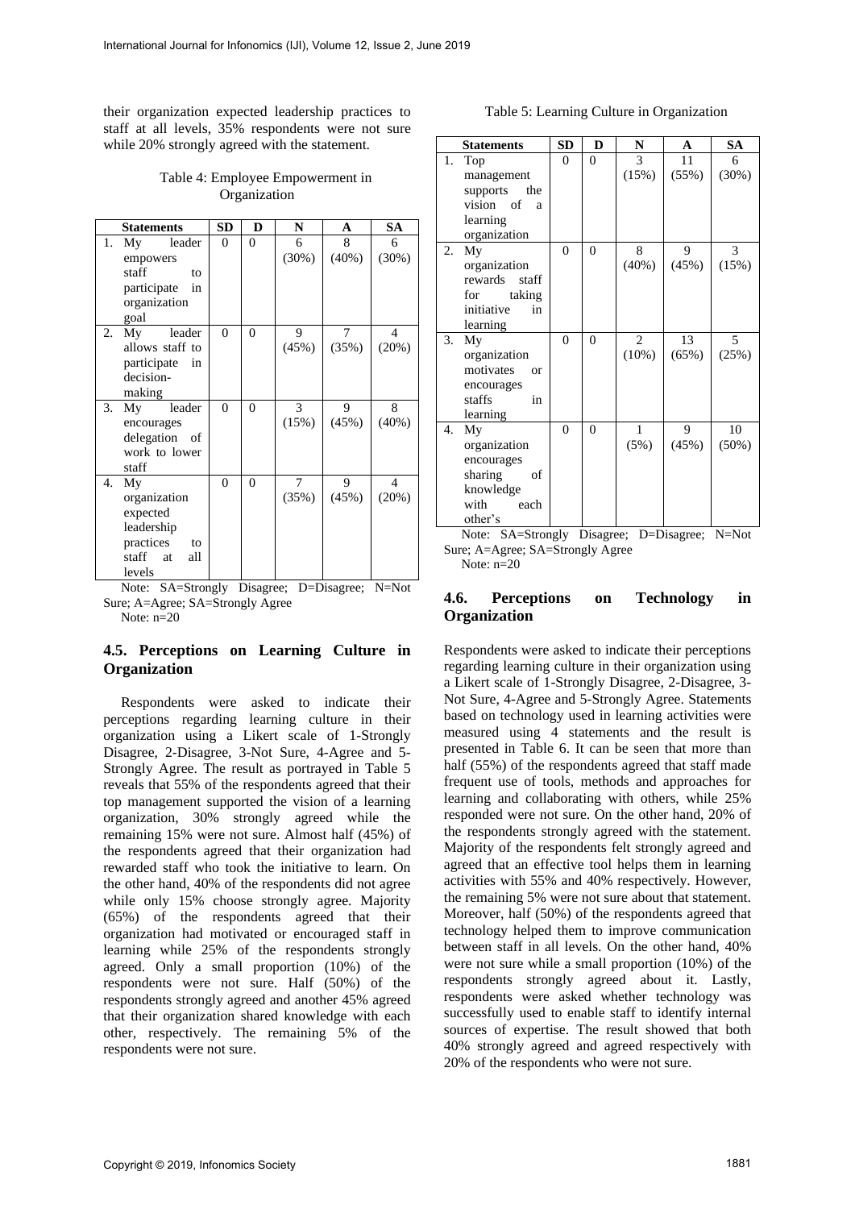their organization expected leadership practices to staff at all levels, 35% respondents were not sure while 20% strongly agreed with the statement.

Table 4: Employee Empowerment in Organization

| Statements | SD | D | N | A | SA |
|---|---|---|---|---|---|
| 1. My leader empowers staff to participate in organization goal | 0 | 0 | 6 (30%) | 8 (40%) | 6 (30%) |
| 2. My leader allows staff to participate in decision-making | 0 | 0 | 9 (45%) | 7 (35%) | 4 (20%) |
| 3. My leader encourages delegation of work to lower staff | 0 | 0 | 3 (15%) | 9 (45%) | 8 (40%) |
| 4. My organization expected leadership practices to staff at all levels | 0 | 0 | 7 (35%) | 9 (45%) | 4 (20%) |

Note: SA=Strongly Disagree; D=Disagree; N=Not Sure; A=Agree; SA=Strongly Agree

Note: n=20

### 4.5. Perceptions on Learning Culture in Organization

Respondents were asked to indicate their perceptions regarding learning culture in their organization using a Likert scale of 1-Strongly Disagree, 2-Disagree, 3-Not Sure, 4-Agree and 5-Strongly Agree. The result as portrayed in Table 5 reveals that 55% of the respondents agreed that their top management supported the vision of a learning organization, 30% strongly agreed while the remaining 15% were not sure. Almost half (45%) of the respondents agreed that their organization had rewarded staff who took the initiative to learn. On the other hand, 40% of the respondents did not agree while only 15% choose strongly agree. Majority (65%) of the respondents agreed that their organization had motivated or encouraged staff in learning while 25% of the respondents strongly agreed. Only a small proportion (10%) of the respondents were not sure. Half (50%) of the respondents strongly agreed and another 45% agreed that their organization shared knowledge with each other, respectively. The remaining 5% of the respondents were not sure.

Table 5: Learning Culture in Organization

| Statements | SD | D | N | A | SA |
|---|---|---|---|---|---|
| 1. Top management supports the vision of a learning organization | 0 | 0 | 3 (15%) | 11 (55%) | 6 (30%) |
| 2. My organization rewards staff for taking initiative in learning | 0 | 0 | 8 (40%) | 9 (45%) | 3 (15%) |
| 3. My organization motivates or encourages staffs in learning | 0 | 0 | 2 (10%) | 13 (65%) | 5 (25%) |
| 4. My organization encourages sharing of knowledge with each other's | 0 | 0 | 1 (5%) | 9 (45%) | 10 (50%) |

Note: SA=Strongly Disagree; D=Disagree; N=Not Sure; A=Agree; SA=Strongly Agree

Note: n=20

### 4.6. Perceptions on Technology in Organization

Respondents were asked to indicate their perceptions regarding learning culture in their organization using a Likert scale of 1-Strongly Disagree, 2-Disagree, 3-Not Sure, 4-Agree and 5-Strongly Agree. Statements based on technology used in learning activities were measured using 4 statements and the result is presented in Table 6. It can be seen that more than half (55%) of the respondents agreed that staff made frequent use of tools, methods and approaches for learning and collaborating with others, while 25% responded were not sure. On the other hand, 20% of the respondents strongly agreed with the statement. Majority of the respondents felt strongly agreed and agreed that an effective tool helps them in learning activities with 55% and 40% respectively. However, the remaining 5% were not sure about that statement. Moreover, half (50%) of the respondents agreed that technology helped them to improve communication between staff in all levels. On the other hand, 40% were not sure while a small proportion (10%) of the respondents strongly agreed about it. Lastly, respondents were asked whether technology was successfully used to enable staff to identify internal sources of expertise. The result showed that both 40% strongly agreed and agreed respectively with 20% of the respondents who were not sure.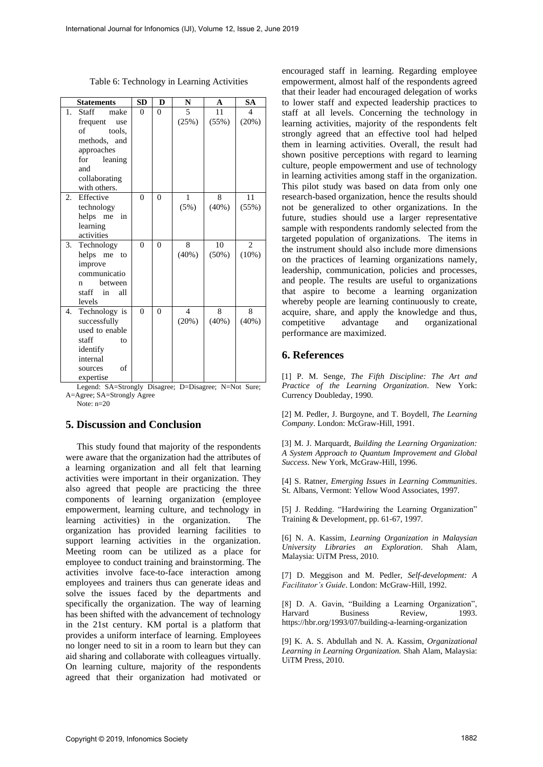Table 6: Technology in Learning Activities

| Statements | SD | D | N | A | SA |
|---|---|---|---|---|---|
| 1. Staff make frequent use of tools, methods, and approaches for leaning and collaborating with others. | 0 | 0 | 5 (25%) | 11 (55%) | 4 (20%) |
| 2. Effective technology helps me in learning activities | 0 | 0 | 1 (5%) | 8 (40%) | 11 (55%) |
| 3. Technology helps me to improve communication between staff in all levels | 0 | 0 | 8 (40%) | 10 (50%) | 2 (10%) |
| 4. Technology is successfully used to enable staff to identify internal sources of expertise | 0 | 0 | 4 (20%) | 8 (40%) | 8 (40%) |

Legend: SA=Strongly Disagree; D=Disagree; N=Not Sure; A=Agree; SA=Strongly Agree

Note: n=20

## 5. Discussion and Conclusion

This study found that majority of the respondents were aware that the organization had the attributes of a learning organization and all felt that learning activities were important in their organization. They also agreed that people are practicing the three components of learning organization (employee empowerment, learning culture, and technology in learning activities) in the organization. The organization has provided learning facilities to support learning activities in the organization. Meeting room can be utilized as a place for employee to conduct training and brainstorming. The activities involve face-to-face interaction among employees and trainers thus can generate ideas and solve the issues faced by the departments and specifically the organization. The way of learning has been shifted with the advancement of technology in the 21st century. KM portal is a platform that provides a uniform interface of learning. Employees no longer need to sit in a room to learn but they can aid sharing and collaborate with colleagues virtually. On learning culture, majority of the respondents agreed that their organization had motivated or encouraged staff in learning. Regarding employee empowerment, almost half of the respondents agreed that their leader had encouraged delegation of works to lower staff and expected leadership practices to staff at all levels. Concerning the technology in learning activities, majority of the respondents felt strongly agreed that an effective tool had helped them in learning activities. Overall, the result had shown positive perceptions with regard to learning culture, people empowerment and use of technology in learning activities among staff in the organization. This pilot study was based on data from only one research-based organization, hence the results should not be generalized to other organizations. In the future, studies should use a larger representative sample with respondents randomly selected from the targeted population of organizations. The items in the instrument should also include more dimensions on the practices of learning organizations namely, leadership, communication, policies and processes, and people. The results are useful to organizations that aspire to become a learning organization whereby people are learning continuously to create, acquire, share, and apply the knowledge and thus, competitive advantage and organizational performance are maximized.

## 6. References

[1] P. M. Senge, *The Fifth Discipline: The Art and Practice of the Learning Organization*. New York: Currency Doubleday, 1990.

[2] M. Pedler, J. Burgoyne, and T. Boydell, *The Learning Company*. London: McGraw-Hill, 1991.

[3] M. J. Marquardt, *Building the Learning Organization: A System Approach to Quantum Improvement and Global Success*. New York, McGraw-Hill, 1996.

[4] S. Ratner, *Emerging Issues in Learning Communities*. St. Albans, Vermont: Yellow Wood Associates, 1997.

[5] J. Redding. "Hardwiring the Learning Organization" Training & Development, pp. 61-67, 1997.

[6] N. A. Kassim, *Learning Organization in Malaysian University Libraries an Exploration*. Shah Alam, Malaysia: UiTM Press, 2010.

[7] D. Meggison and M. Pedler, *Self-development: A Facilitator's Guide*. London: McGraw-Hill, 1992.

[8] D. A. Gavin, "Building a Learning Organization", Harvard Business Review, 1993. https://hbr.org/1993/07/building-a-learning-organization

[9] K. A. S. Abdullah and N. A. Kassim, *Organizational Learning in Learning Organization.* Shah Alam, Malaysia: UiTM Press, 2010.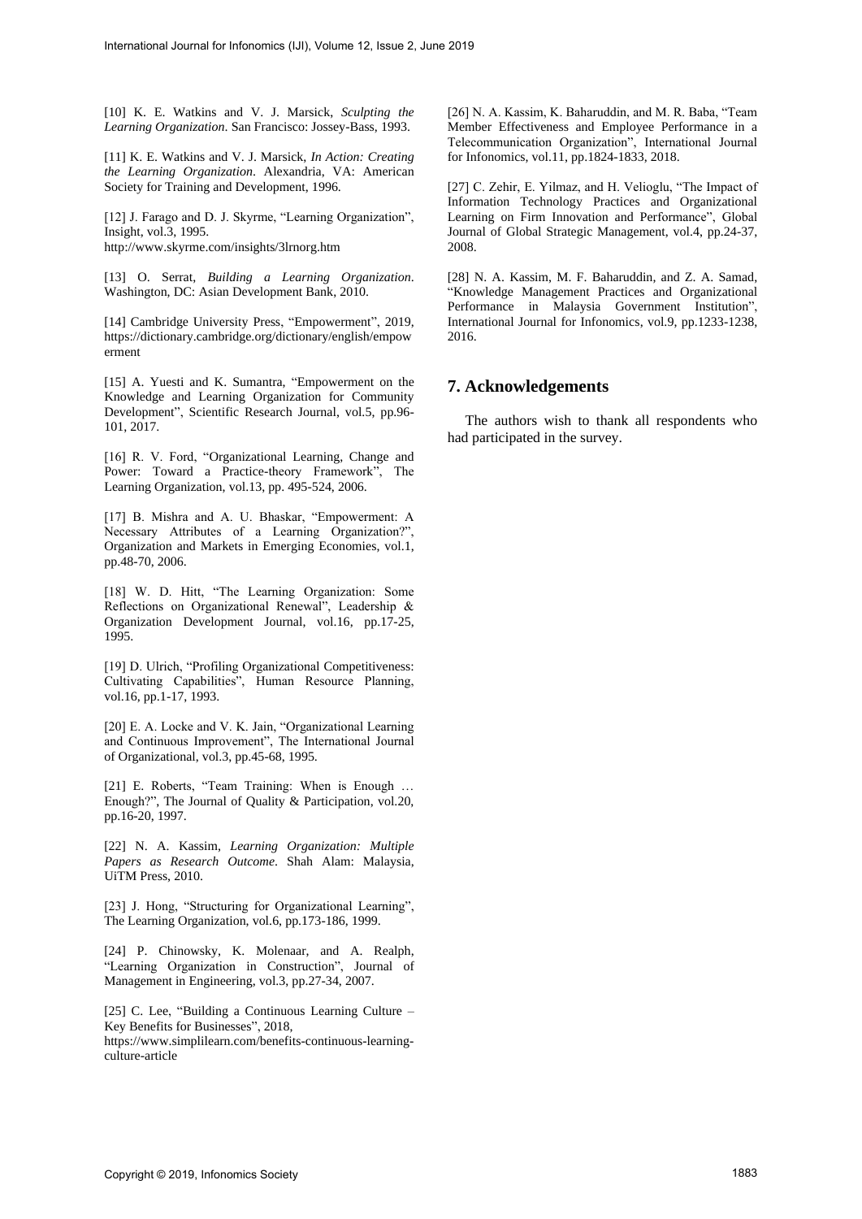[10] K. E. Watkins and V. J. Marsick, *Sculpting the Learning Organization*. San Francisco: Jossey-Bass, 1993.

[11] K. E. Watkins and V. J. Marsick, *In Action: Creating the Learning Organization*. Alexandria, VA: American Society for Training and Development, 1996.

[12] J. Farago and D. J. Skyrme, "Learning Organization", Insight, vol.3, 1995. http://www.skyrme.com/insights/3lrnorg.htm

[13] O. Serrat, *Building a Learning Organization*. Washington, DC: Asian Development Bank, 2010.

[14] Cambridge University Press, "Empowerment", 2019, https://dictionary.cambridge.org/dictionary/english/empowerment

[15] A. Yuesti and K. Sumantra, "Empowerment on the Knowledge and Learning Organization for Community Development", Scientific Research Journal, vol.5, pp.96-101, 2017.

[16] R. V. Ford, "Organizational Learning, Change and Power: Toward a Practice-theory Framework", The Learning Organization, vol.13, pp. 495-524, 2006.

[17] B. Mishra and A. U. Bhaskar, "Empowerment: A Necessary Attributes of a Learning Organization?", Organization and Markets in Emerging Economies, vol.1, pp.48-70, 2006.

[18] W. D. Hitt, "The Learning Organization: Some Reflections on Organizational Renewal", Leadership & Organization Development Journal, vol.16, pp.17-25, 1995.

[19] D. Ulrich, "Profiling Organizational Competitiveness: Cultivating Capabilities", Human Resource Planning, vol.16, pp.1-17, 1993.

[20] E. A. Locke and V. K. Jain, "Organizational Learning and Continuous Improvement", The International Journal of Organizational, vol.3, pp.45-68, 1995.

[21] E. Roberts, "Team Training: When is Enough … Enough?", The Journal of Quality & Participation, vol.20, pp.16-20, 1997.

[22] N. A. Kassim, *Learning Organization: Multiple Papers as Research Outcome*. Shah Alam: Malaysia, UiTM Press, 2010.

[23] J. Hong, "Structuring for Organizational Learning", The Learning Organization, vol.6, pp.173-186, 1999.

[24] P. Chinowsky, K. Molenaar, and A. Realph, "Learning Organization in Construction", Journal of Management in Engineering, vol.3, pp.27-34, 2007.

[25] C. Lee, "Building a Continuous Learning Culture – Key Benefits for Businesses", 2018, https://www.simplilearn.com/benefits-continuous-learning-culture-article

[26] N. A. Kassim, K. Baharuddin, and M. R. Baba, "Team Member Effectiveness and Employee Performance in a Telecommunication Organization", International Journal for Infonomics, vol.11, pp.1824-1833, 2018.

[27] C. Zehir, E. Yilmaz, and H. Velioglu, "The Impact of Information Technology Practices and Organizational Learning on Firm Innovation and Performance", Global Journal of Global Strategic Management, vol.4, pp.24-37, 2008.

[28] N. A. Kassim, M. F. Baharuddin, and Z. A. Samad, "Knowledge Management Practices and Organizational Performance in Malaysia Government Institution", International Journal for Infonomics, vol.9, pp.1233-1238, 2016.

## 7. Acknowledgements

The authors wish to thank all respondents who had participated in the survey.